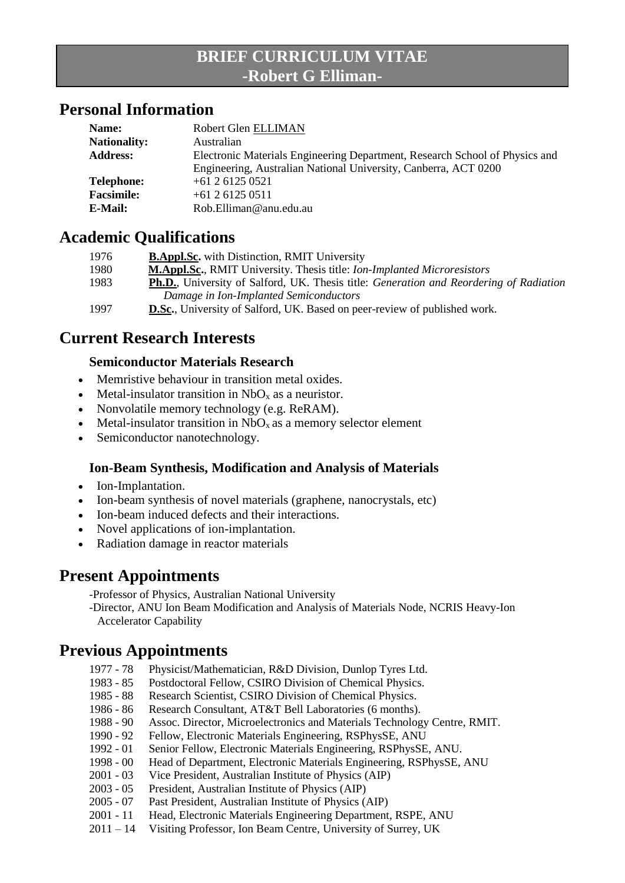# BRIEF CURRICULUM VITAE
# -Robert G Elliman-

## Personal Information

| | |
|---|---|
| **Name:** | Robert Glen ELLIMAN |
| **Nationality:** | Australian |
| **Address:** | Electronic Materials Engineering Department, Research School of Physics and Engineering, Australian National University, Canberra, ACT 0200 |
| **Telephone:** | +61 2 6125 0521 |
| **Facsimile:** | +61 2 6125 0511 |
| **E-Mail:** | Rob.Elliman@anu.edu.au |

## Academic Qualifications

| | |
|---|---|
| 1976 | **B.Appl.Sc.** with Distinction, RMIT University |
| 1980 | **M.Appl.Sc.**, RMIT University. Thesis title: *Ion-Implanted Microresistors* |
| 1983 | **Ph.D.**, University of Salford, UK. Thesis title: *Generation and Reordering of Radiation Damage in Ion-Implanted Semiconductors* |
| 1997 | **D.Sc.**, University of Salford, UK. Based on peer-review of published work. |

## Current Research Interests

### Semiconductor Materials Research

- Memristive behaviour in transition metal oxides.
- Metal-insulator transition in $NbO_x$ as a neuristor.
- Nonvolatile memory technology (e.g. ReRAM).
- Metal-insulator transition in $NbO_x$ as a memory selector element
- Semiconductor nanotechnology.

### Ion-Beam Synthesis, Modification and Analysis of Materials

- Ion-Implantation.
- Ion-beam synthesis of novel materials (graphene, nanocrystals, etc)
- Ion-beam induced defects and their interactions.
- Novel applications of ion-implantation.
- Radiation damage in reactor materials

## Present Appointments

-Professor of Physics, Australian National University

-Director, ANU Ion Beam Modification and Analysis of Materials Node, NCRIS Heavy-Ion Accelerator Capability

## Previous Appointments

| | |
|---|---|
| 1977 - 78 | Physicist/Mathematician, R&D Division, Dunlop Tyres Ltd. |
| 1983 - 85 | Postdoctoral Fellow, CSIRO Division of Chemical Physics. |
| 1985 - 88 | Research Scientist, CSIRO Division of Chemical Physics. |
| 1986 - 86 | Research Consultant, AT&T Bell Laboratories (6 months). |
| 1988 - 90 | Assoc. Director, Microelectronics and Materials Technology Centre, RMIT. |
| 1990 - 92 | Fellow, Electronic Materials Engineering, RSPhysSE, ANU |
| 1992 - 01 | Senior Fellow, Electronic Materials Engineering, RSPhysSE, ANU. |
| 1998 - 00 | Head of Department, Electronic Materials Engineering, RSPhysSE, ANU |
| 2001 - 03 | Vice President, Australian Institute of Physics (AIP) |
| 2003 - 05 | President, Australian Institute of Physics (AIP) |
| 2005 - 07 | Past President, Australian Institute of Physics (AIP) |
| 2001 - 11 | Head, Electronic Materials Engineering Department, RSPE, ANU |
| 2011 – 14 | Visiting Professor, Ion Beam Centre, University of Surrey, UK |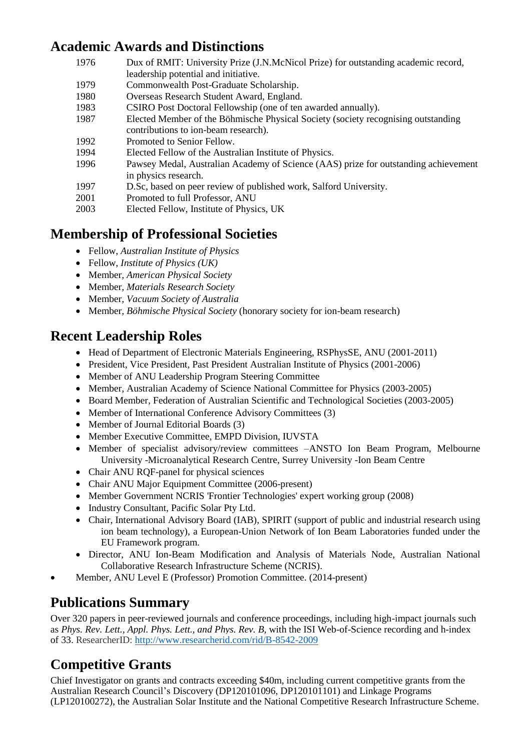## Academic Awards and Distinctions

| | |
|---|---|
| 1976 | Dux of RMIT: University Prize (J.N.McNicol Prize) for outstanding academic record, leadership potential and initiative. |
| 1979 | Commonwealth Post-Graduate Scholarship. |
| 1980 | Overseas Research Student Award, England. |
| 1983 | CSIRO Post Doctoral Fellowship (one of ten awarded annually). |
| 1987 | Elected Member of the Böhmische Physical Society (society recognising outstanding contributions to ion-beam research). |
| 1992 | Promoted to Senior Fellow. |
| 1994 | Elected Fellow of the Australian Institute of Physics. |
| 1996 | Pawsey Medal, Australian Academy of Science (AAS) prize for outstanding achievement in physics research. |
| 1997 | D.Sc, based on peer review of published work, Salford University. |
| 2001 | Promoted to full Professor, ANU |
| 2003 | Elected Fellow, Institute of Physics, UK |

## Membership of Professional Societies

- Fellow, *Australian Institute of Physics*
- Fellow, *Institute of Physics (UK)*
- Member, *American Physical Society*
- Member, *Materials Research Society*
- Member, *Vacuum Society of Australia*
- Member, *Böhmische Physical Society* (honorary society for ion-beam research)

## Recent Leadership Roles

- Head of Department of Electronic Materials Engineering, RSPhysSE, ANU (2001-2011)
- President, Vice President, Past President Australian Institute of Physics (2001-2006)
- Member of ANU Leadership Program Steering Committee
- Member, Australian Academy of Science National Committee for Physics (2003-2005)
- Board Member, Federation of Australian Scientific and Technological Societies (2003-2005)
- Member of International Conference Advisory Committees (3)
- Member of Journal Editorial Boards (3)
- Member Executive Committee, EMPD Division, IUVSTA
- Member of specialist advisory/review committees –ANSTO Ion Beam Program, Melbourne University -Microanalytical Research Centre, Surrey University -Ion Beam Centre
- Chair ANU RQF-panel for physical sciences
- Chair ANU Major Equipment Committee (2006-present)
- Member Government NCRIS 'Frontier Technologies' expert working group (2008)
- Industry Consultant, Pacific Solar Pty Ltd.
- Chair, International Advisory Board (IAB), SPIRIT (support of public and industrial research using ion beam technology), a European-Union Network of Ion Beam Laboratories funded under the EU Framework program.
- Director, ANU Ion-Beam Modification and Analysis of Materials Node, Australian National Collaborative Research Infrastructure Scheme (NCRIS).
- Member, ANU Level E (Professor) Promotion Committee. (2014-present)

## Publications Summary

Over 320 papers in peer-reviewed journals and conference proceedings, including high-impact journals such as *Phys. Rev. Lett., Appl. Phys. Lett., and Phys. Rev. B,* with the ISI Web-of-Science recording and h-index of 33. ResearcherID: http://www.researcherid.com/rid/B-8542-2009

## Competitive Grants

Chief Investigator on grants and contracts exceeding $40m, including current competitive grants from the Australian Research Council's Discovery (DP120101096, DP120101101) and Linkage Programs (LP120100272), the Australian Solar Institute and the National Competitive Research Infrastructure Scheme.